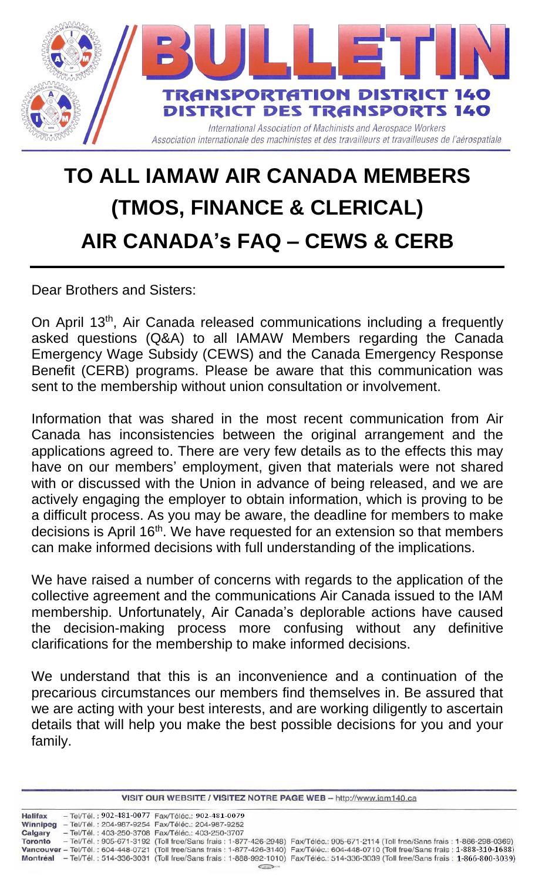# BULLETIN

**TRANSPORTATION DISTRICT 140**
**DISTRICT DES TRANSPORTS 140**

*International Association of Machinists and Aerospace Workers*
*Association internationale des machinistes et des travailleurs et travailleuses de l'aérospatiale*

# TO ALL IAMAW AIR CANADA MEMBERS (TMOS, FINANCE & CLERICAL) AIR CANADA's FAQ – CEWS & CERB

Dear Brothers and Sisters:

On April 13th, Air Canada released communications including a frequently asked questions (Q&A) to all IAMAW Members regarding the Canada Emergency Wage Subsidy (CEWS) and the Canada Emergency Response Benefit (CERB) programs. Please be aware that this communication was sent to the membership without union consultation or involvement.

Information that was shared in the most recent communication from Air Canada has inconsistencies between the original arrangement and the applications agreed to. There are very few details as to the effects this may have on our members' employment, given that materials were not shared with or discussed with the Union in advance of being released, and we are actively engaging the employer to obtain information, which is proving to be a difficult process. As you may be aware, the deadline for members to make decisions is April 16th. We have requested for an extension so that members can make informed decisions with full understanding of the implications.

We have raised a number of concerns with regards to the application of the collective agreement and the communications Air Canada issued to the IAM membership. Unfortunately, Air Canada's deplorable actions have caused the decision-making process more confusing without any definitive clarifications for the membership to make informed decisions.

We understand that this is an inconvenience and a continuation of the precarious circumstances our members find themselves in. Be assured that we are acting with your best interests, and are working diligently to ascertain details that will help you make the best possible decisions for you and your family.

VISIT OUR WEBSITE / VISITEZ NOTRE PAGE WEB – http://www.iam140.ca

| | | |
|---|---|---|
| **Halifax** | – Tel/Tél. : 902-481-0077 | Fax/Téléc.: 902-481-0079 |
| **Winnipeg** | – Tel/Tél. : 204-987-9254 | Fax/Téléc.: 204-987-9252 |
| **Calgary** | – Tel/Tél. : 403-250-3708 | Fax/Téléc.: 403-250-3707 |
| **Toronto** | – Tel/Tél. : 905-671-3192 (Toll free/Sans frais : 1-877-426-2948) | Fax/Téléc.: 905-671-2114 (Toll free/Sans frais : 1-866-298-0369) |
| **Vancouver** | – Tel/Tél. : 604-448-0721 (Toll free/Sans frais : 1-877-426-3140) | Fax/Téléc.: 604-448-0710 (Toll free/Sans frais : 1-888-310-1688) |
| **Montréal** | – Tel/Tél. : 514-336-3031 (Toll free/Sans frais : 1-888-992-1010) | Fax/Téléc.: 514-336-3039 (Toll free/Sans frais : 1-866-800-3039) |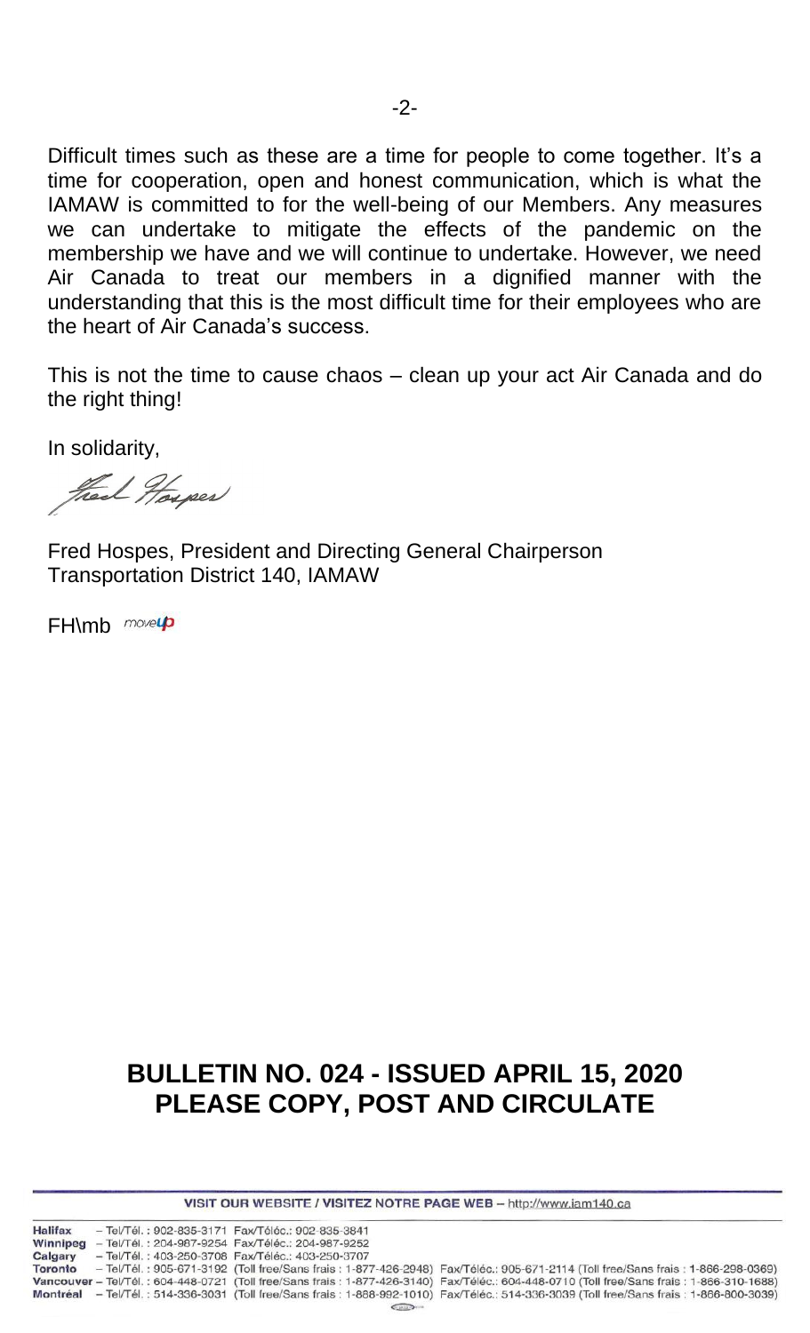Difficult times such as these are a time for people to come together. It's a time for cooperation, open and honest communication, which is what the IAMAW is committed to for the well-being of our Members. Any measures we can undertake to mitigate the effects of the pandemic on the membership we have and we will continue to undertake. However, we need Air Canada to treat our members in a dignified manner with the understanding that this is the most difficult time for their employees who are the heart of Air Canada's success.

This is not the time to cause chaos – clean up your act Air Canada and do the right thing!

In solidarity,

Fred Hospes

Fred Hospes, President and Directing General Chairperson
Transportation District 140, IAMAW

FH\mb moveup

**BULLETIN NO. 024 - ISSUED APRIL 15, 2020**
**PLEASE COPY, POST AND CIRCULATE**

VISIT OUR WEBSITE / VISITEZ NOTRE PAGE WEB – http://www.iam140.ca

**Halifax** – Tel/Tél. : 902-835-3171 Fax/Téléc.: 902-835-3841
**Winnipeg** – Tel/Tél. : 204-987-9254 Fax/Téléc.: 204-987-9252
**Calgary** – Tel/Tél. : 403-250-3708 Fax/Téléc.: 403-250-3707
**Toronto** – Tel/Tél. : 905-671-3192 (Toll free/Sans frais : 1-877-426-2948) Fax/Téléc.: 905-671-2114 (Toll free/Sans frais : 1-866-298-0369)
**Vancouver** – Tel/Tél. : 604-448-0721 (Toll free/Sans frais : 1-877-426-3140) Fax/Téléc.: 604-448-0710 (Toll free/Sans frais : 1-866-310-1688)
**Montréal** – Tel/Tél. : 514-336-3031 (Toll free/Sans frais : 1-888-992-1010) Fax/Téléc.: 514-336-3039 (Toll free/Sans frais : 1-866-800-3039)